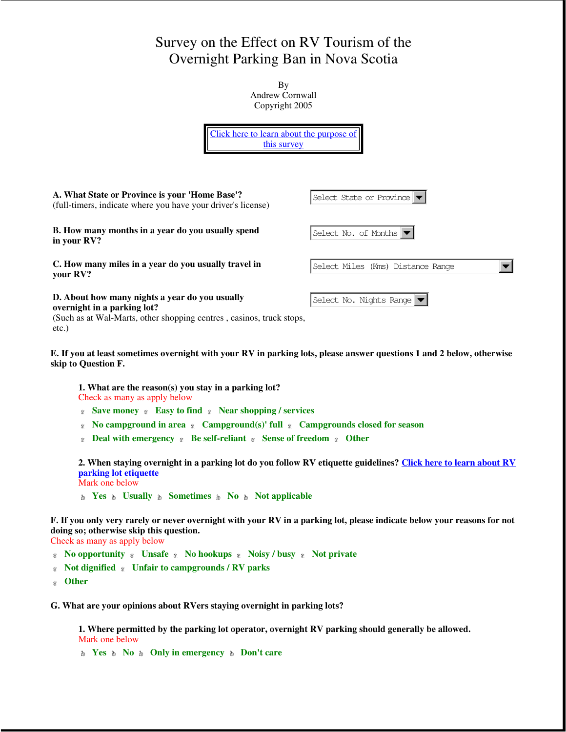# Survey on the Effect on RV Tourism of the Overnight Parking Ban in Nova Scotia

By
Andrew Cornwall
Copyright 2005

[Click here to learn about the purpose of this survey]

**A. What State or Province is your 'Home Base'?**
(full-timers, indicate where you have your driver's license)

Select State or Province

**B. How many months in a year do you usually spend in your RV?**

Select No. of Months

**C. How many miles in a year do you usually travel in your RV?**

Select Miles (Kms) Distance Range

**D. About how many nights a year do you usually overnight in a parking lot?**
(Such as at Wal-Marts, other shopping centres , casinos, truck stops, etc.)

Select No. Nights Range

**E. If you at least sometimes overnight with your RV in parking lots, please answer questions 1 and 2 below, otherwise skip to Question F.**

**1. What are the reason(s) you stay in a parking lot?**
Check as many as apply below

- **Save money**
- **Easy to find**
- **Near shopping / services**
- **No campground in area**
- **Campground(s)' full**
- **Campgrounds closed for season**
- **Deal with emergency**
- **Be self-reliant**
- **Sense of freedom**
- **Other**

**2. When staying overnight in a parking lot do you follow RV etiquette guidelines? [Click here to learn about RV parking lot etiquette]**
Mark one below

- **Yes**
- **Usually**
- **Sometimes**
- **No**
- **Not applicable**

**F. If you only very rarely or never overnight with your RV in a parking lot, please indicate below your reasons for not doing so; otherwise skip this question.**
Check as many as apply below

- **No opportunity**
- **Unsafe**
- **No hookups**
- **Noisy / busy**
- **Not private**
- **Not dignified**
- **Unfair to campgrounds / RV parks**
- **Other**

**G. What are your opinions about RVers staying overnight in parking lots?**

**1. Where permitted by the parking lot operator, overnight RV parking should generally be allowed.**
Mark one below

- **Yes**
- **No**
- **Only in emergency**
- **Don't care**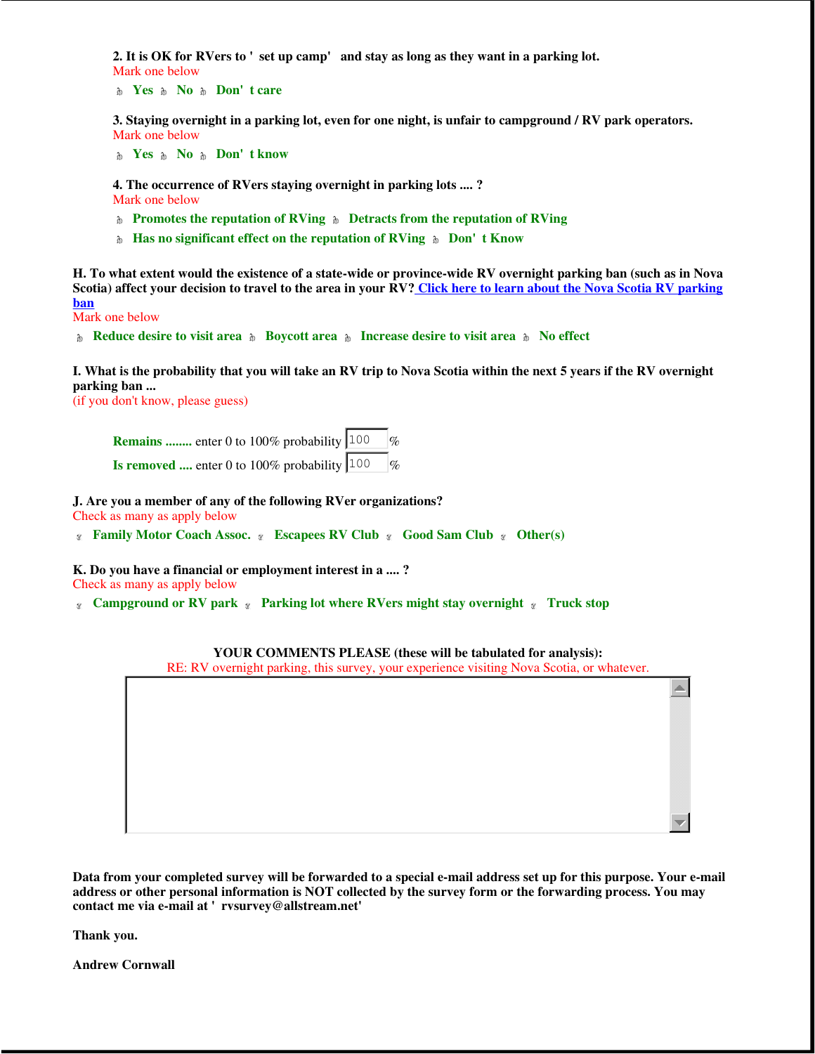**2. It is OK for RVers to ' set up camp' and stay as long as they want in a parking lot.**
Mark one below

Yes No Don' t care

**3. Staying overnight in a parking lot, even for one night, is unfair to campground / RV park operators.**
Mark one below

Yes No Don' t know

**4. The occurrence of RVers staying overnight in parking lots .... ?**
Mark one below

Promotes the reputation of RVing Detracts from the reputation of RVing

Has no significant effect on the reputation of RVing Don' t Know

**H. To what extent would the existence of a state-wide or province-wide RV overnight parking ban (such as in Nova Scotia) affect your decision to travel to the area in your RV? Click here to learn about the Nova Scotia RV parking ban**
Mark one below

Reduce desire to visit area Boycott area Increase desire to visit area No effect

**I. What is the probability that you will take an RV trip to Nova Scotia within the next 5 years if the RV overnight parking ban ...**
(if you don't know, please guess)

**Remains ........** enter 0 to 100% probability 100 %

**Is removed ....** enter 0 to 100% probability 100 %

**J. Are you a member of any of the following RVer organizations?**
Check as many as apply below

Family Motor Coach Assoc. Escapees RV Club Good Sam Club Other(s)

**K. Do you have a financial or employment interest in a .... ?**
Check as many as apply below

Campground or RV park Parking lot where RVers might stay overnight Truck stop

**YOUR COMMENTS PLEASE (these will be tabulated for analysis):**
RE: RV overnight parking, this survey, your experience visiting Nova Scotia, or whatever.

**Data from your completed survey will be forwarded to a special e-mail address set up for this purpose. Your e-mail address or other personal information is NOT collected by the survey form or the forwarding process. You may contact me via e-mail at ' rvsurvey@allstream.net'**

**Thank you.**

**Andrew Cornwall**